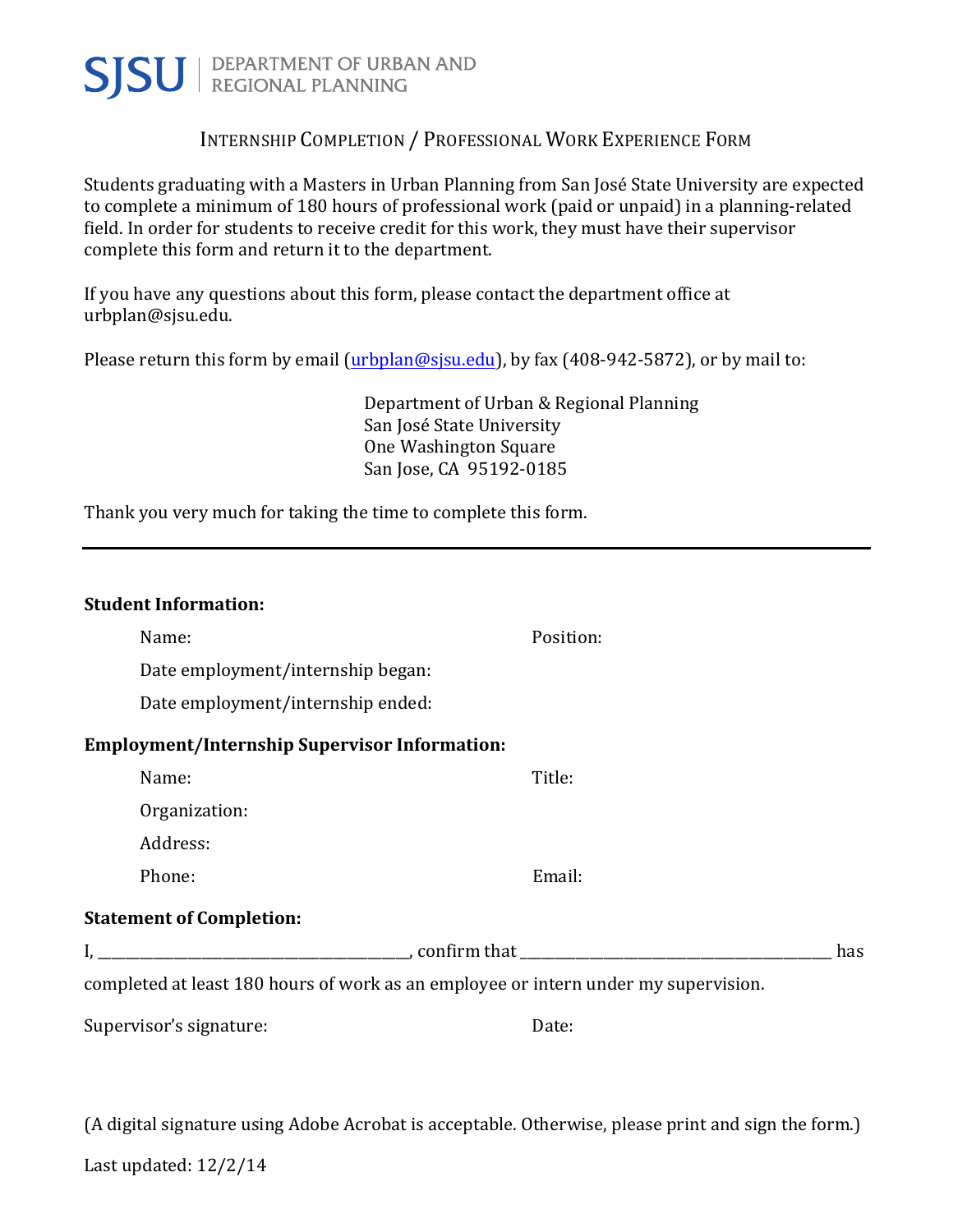SJSU | DEPARTMENT OF URBAN AND REGIONAL PLANNING

# INTERNSHIP COMPLETION / PROFESSIONAL WORK EXPERIENCE FORM

Students graduating with a Masters in Urban Planning from San José State University are expected to complete a minimum of 180 hours of professional work (paid or unpaid) in a planning-related field. In order for students to receive credit for this work, they must have their supervisor complete this form and return it to the department.

If you have any questions about this form, please contact the department office at urbplan@sjsu.edu.

Please return this form by email (urbplan@sjsu.edu), by fax (408-942-5872), or by mail to:

Department of Urban & Regional Planning
San José State University
One Washington Square
San Jose, CA 95192-0185

Thank you very much for taking the time to complete this form.

---

**Student Information:**

Name: Position:

Date employment/internship began:

Date employment/internship ended:

**Employment/Internship Supervisor Information:**

Name: Title:

Organization:

Address:

Phone: Email:

**Statement of Completion:**

I, ________________________________________, confirm that ________________________________________ has completed at least 180 hours of work as an employee or intern under my supervision.

Supervisor's signature: Date:

(A digital signature using Adobe Acrobat is acceptable. Otherwise, please print and sign the form.)

Last updated: 12/2/14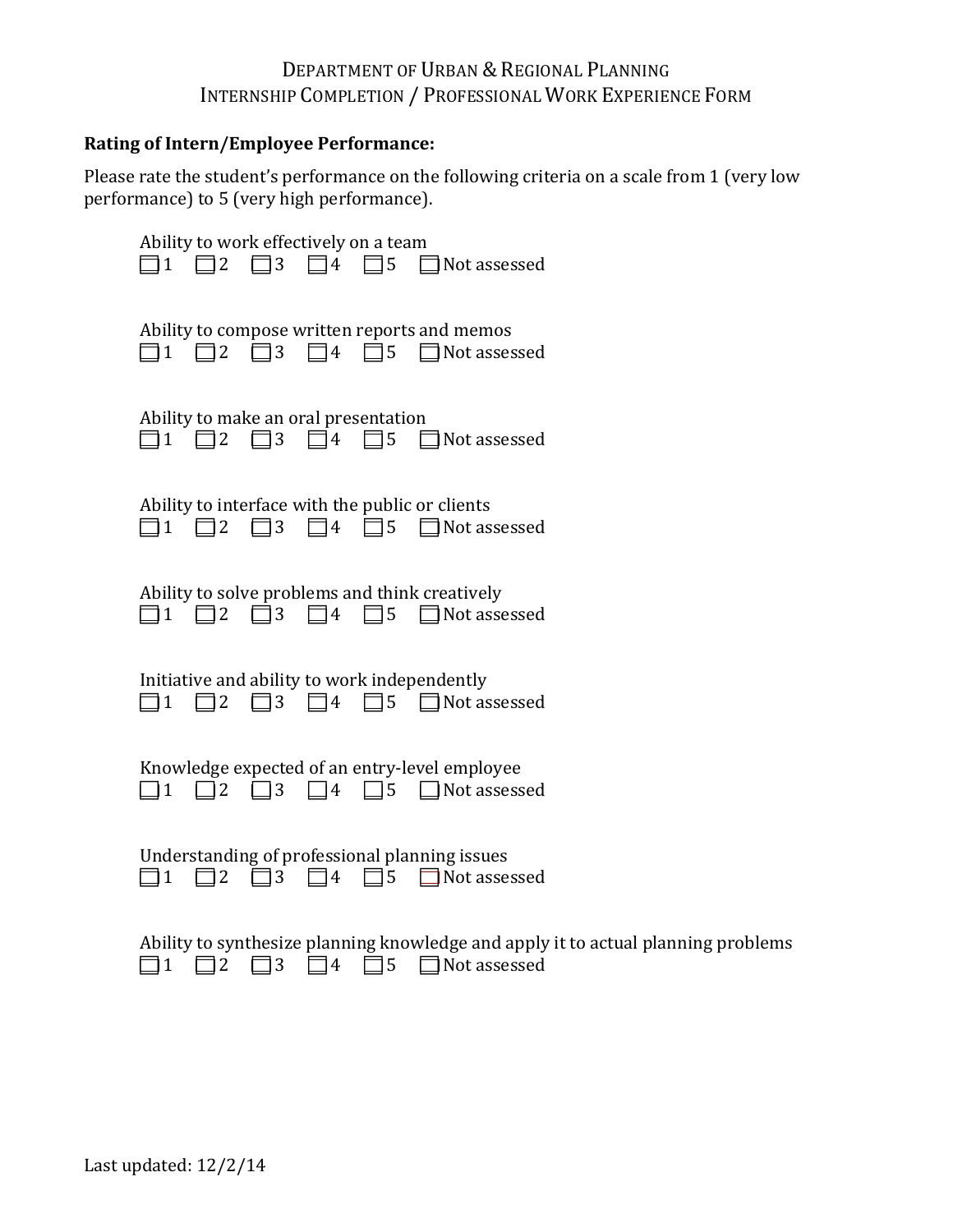# Department of Urban & Regional Planning
## Internship Completion / Professional Work Experience Form

**Rating of Intern/Employee Performance:**

Please rate the student's performance on the following criteria on a scale from 1 (very low performance) to 5 (very high performance).

Ability to work effectively on a team
☐ 1 ☐ 2 ☐ 3 ☐ 4 ☐ 5 ☐ Not assessed

Ability to compose written reports and memos
☐ 1 ☐ 2 ☐ 3 ☐ 4 ☐ 5 ☐ Not assessed

Ability to make an oral presentation
☐ 1 ☐ 2 ☐ 3 ☐ 4 ☐ 5 ☐ Not assessed

Ability to interface with the public or clients
☐ 1 ☐ 2 ☐ 3 ☐ 4 ☐ 5 ☐ Not assessed

Ability to solve problems and think creatively
☐ 1 ☐ 2 ☐ 3 ☐ 4 ☐ 5 ☐ Not assessed

Initiative and ability to work independently
☐ 1 ☐ 2 ☐ 3 ☐ 4 ☐ 5 ☐ Not assessed

Knowledge expected of an entry-level employee
☐ 1 ☐ 2 ☐ 3 ☐ 4 ☐ 5 ☐ Not assessed

Understanding of professional planning issues
☐ 1 ☐ 2 ☐ 3 ☐ 4 ☐ 5 ☐ Not assessed

Ability to synthesize planning knowledge and apply it to actual planning problems
☐ 1 ☐ 2 ☐ 3 ☐ 4 ☐ 5 ☐ Not assessed

Last updated: 12/2/14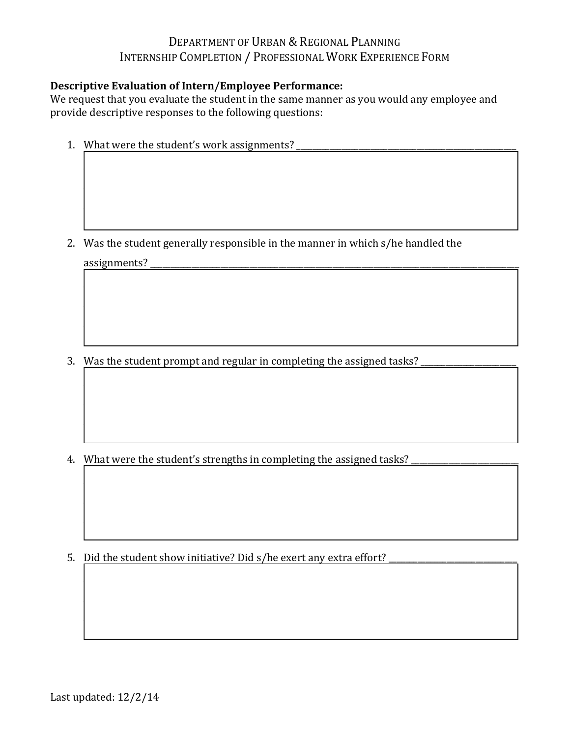# Department of Urban & Regional Planning
## Internship Completion / Professional Work Experience Form

**Descriptive Evaluation of Intern/Employee Performance:**
We request that you evaluate the student in the same manner as you would any employee and provide descriptive responses to the following questions:

1. What were the student's work assignments? ___________________________

2. Was the student generally responsible in the manner in which s/he handled the assignments? ___________________________

3. Was the student prompt and regular in completing the assigned tasks? ___________________________

4. What were the student's strengths in completing the assigned tasks? ___________________________

5. Did the student show initiative? Did s/he exert any extra effort? ___________________________

Last updated: 12/2/14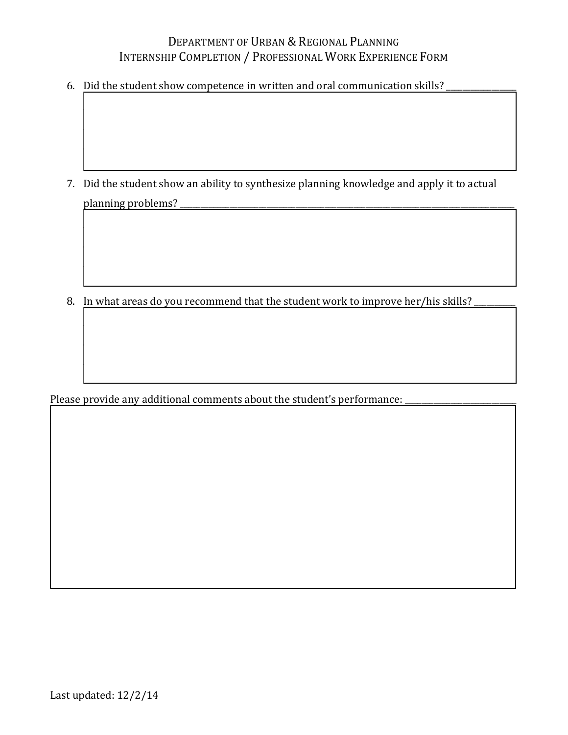6. Did the student show competence in written and oral communication skills? ________________

7. Did the student show an ability to synthesize planning knowledge and apply it to actual planning problems? ________________________________________________________________________________

8. In what areas do you recommend that the student work to improve her/his skills? _________

Please provide any additional comments about the student's performance: ___________________________

Last updated: 12/2/14